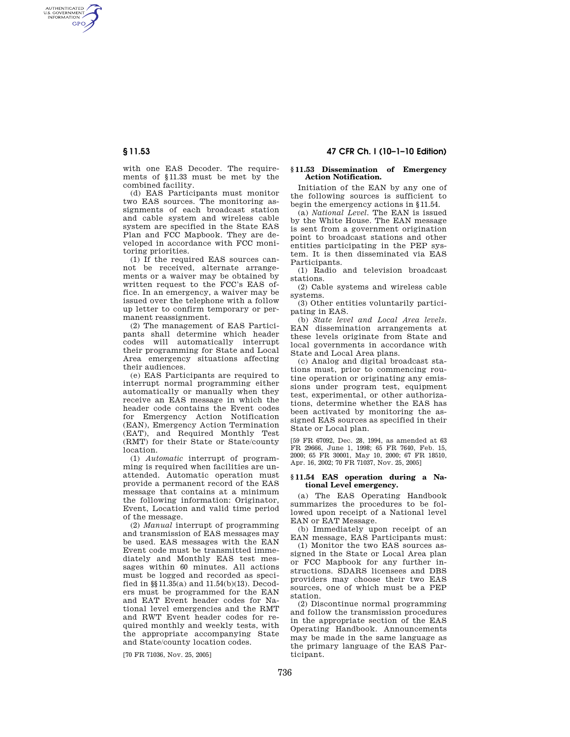with one EAS Decoder. The requirements of §11.33 must be met by the combined facility.

(d) EAS Participants must monitor two EAS sources. The monitoring assignments of each broadcast station and cable system and wireless cable system are specified in the State EAS Plan and FCC Mapbook. They are developed in accordance with FCC monitoring priorities.

(1) If the required EAS sources cannot be received, alternate arrangements or a waiver may be obtained by written request to the FCC's EAS office. In an emergency, a waiver may be issued over the telephone with a follow up letter to confirm temporary or permanent reassignment.

(2) The management of EAS Participants shall determine which header codes will automatically interrupt their programming for State and Local Area emergency situations affecting their audiences.

(e) EAS Participants are required to interrupt normal programming either automatically or manually when they receive an EAS message in which the header code contains the Event codes for Emergency Action Notification (EAN), Emergency Action Termination (EAT), and Required Monthly Test (RMT) for their State or State/county location.

(1) *Automatic* interrupt of programming is required when facilities are unattended. Automatic operation must provide a permanent record of the EAS message that contains at a minimum the following information: Originator, Event, Location and valid time period of the message.

(2) *Manual* interrupt of programming and transmission of EAS messages may be used. EAS messages with the EAN Event code must be transmitted immediately and Monthly EAS test messages within 60 minutes. All actions must be logged and recorded as specified in §§11.35(a) and 11.54(b)(13). Decoders must be programmed for the EAN and EAT Event header codes for National level emergencies and the RMT and RWT Event header codes for required monthly and weekly tests, with the appropriate accompanying State and State/county location codes.

[70 FR 71036, Nov. 25, 2005]

## §11.53 Dissemination of Emergency Action Notification.

Initiation of the EAN by any one of the following sources is sufficient to begin the emergency actions in §11.54.

(a) *National Level.* The EAN is issued by the White House. The EAN message is sent from a government origination point to broadcast stations and other entities participating in the PEP system. It is then disseminated via EAS Participants.

(1) Radio and television broadcast stations.

(2) Cable systems and wireless cable systems.

(3) Other entities voluntarily participating in EAS.

(b) *State level and Local Area levels.* EAN dissemination arrangements at these levels originate from State and local governments in accordance with State and Local Area plans.

(c) Analog and digital broadcast stations must, prior to commencing routine operation or originating any emissions under program test, equipment test, experimental, or other authorizations, determine whether the EAS has been activated by monitoring the assigned EAS sources as specified in their State or Local plan.

[59 FR 67092, Dec. 28, 1994, as amended at 63 FR 29666, June 1, 1998; 65 FR 7640, Feb. 15, 2000; 65 FR 30001, May 10, 2000; 67 FR 18510, Apr. 16, 2002; 70 FR 71037, Nov. 25, 2005]

## §11.54 EAS operation during a National Level emergency.

(a) The EAS Operating Handbook summarizes the procedures to be followed upon receipt of a National level EAN or EAT Message.

(b) Immediately upon receipt of an EAN message, EAS Participants must:

(1) Monitor the two EAS sources assigned in the State or Local Area plan or FCC Mapbook for any further instructions. SDARS licensees and DBS providers may choose their two EAS sources, one of which must be a PEP station.

(2) Discontinue normal programming and follow the transmission procedures in the appropriate section of the EAS Operating Handbook. Announcements may be made in the same language as the primary language of the EAS Participant.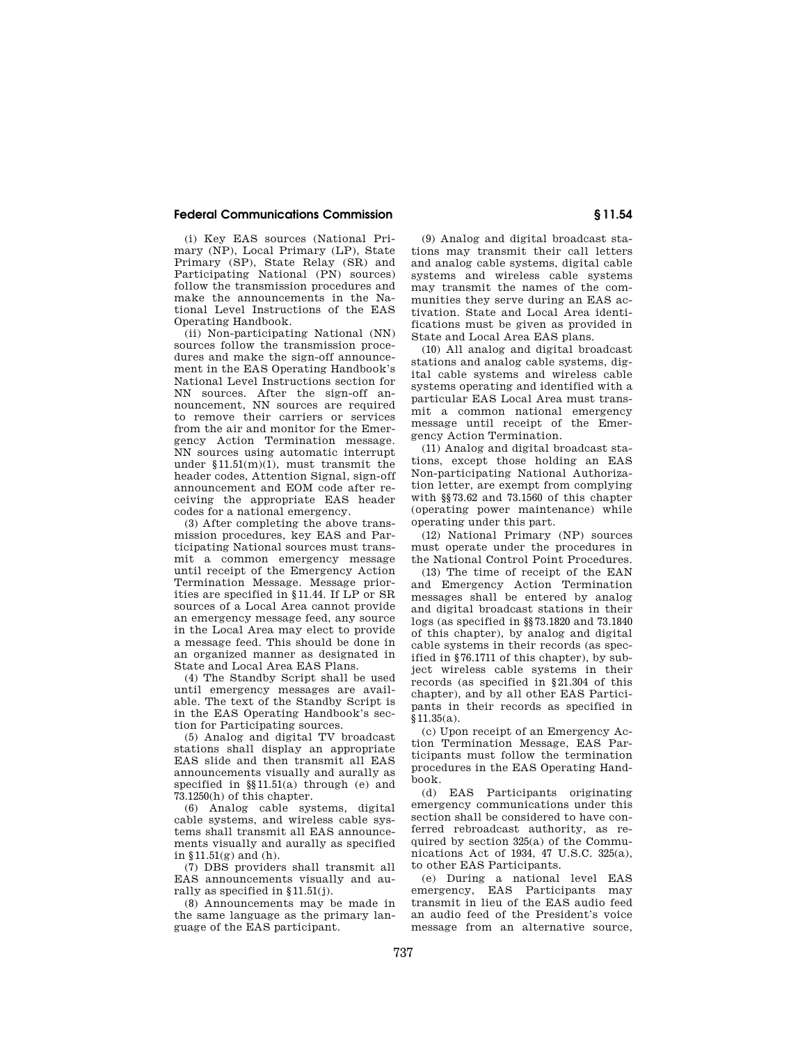(i) Key EAS sources (National Primary (NP), Local Primary (LP), State Primary (SP), State Relay (SR) and Participating National (PN) sources) follow the transmission procedures and make the announcements in the National Level Instructions of the EAS Operating Handbook.

(ii) Non-participating National (NN) sources follow the transmission procedures and make the sign-off announcement in the EAS Operating Handbook's National Level Instructions section for NN sources. After the sign-off announcement, NN sources are required to remove their carriers or services from the air and monitor for the Emergency Action Termination message. NN sources using automatic interrupt under §11.51(m)(1), must transmit the header codes, Attention Signal, sign-off announcement and EOM code after receiving the appropriate EAS header codes for a national emergency.

(3) After completing the above transmission procedures, key EAS and Participating National sources must transmit a common emergency message until receipt of the Emergency Action Termination Message. Message priorities are specified in §11.44. If LP or SR sources of a Local Area cannot provide an emergency message feed, any source in the Local Area may elect to provide a message feed. This should be done in an organized manner as designated in State and Local Area EAS Plans.

(4) The Standby Script shall be used until emergency messages are available. The text of the Standby Script is in the EAS Operating Handbook's section for Participating sources.

(5) Analog and digital TV broadcast stations shall display an appropriate EAS slide and then transmit all EAS announcements visually and aurally as specified in §§11.51(a) through (e) and 73.1250(h) of this chapter.

(6) Analog cable systems, digital cable systems, and wireless cable systems shall transmit all EAS announcements visually and aurally as specified in §11.51(g) and (h).

(7) DBS providers shall transmit all EAS announcements visually and aurally as specified in §11.51(j).

(8) Announcements may be made in the same language as the primary language of the EAS participant.

(9) Analog and digital broadcast stations may transmit their call letters and analog cable systems, digital cable systems and wireless cable systems may transmit the names of the communities they serve during an EAS activation. State and Local Area identifications must be given as provided in State and Local Area EAS plans.

(10) All analog and digital broadcast stations and analog cable systems, digital cable systems and wireless cable systems operating and identified with a particular EAS Local Area must transmit a common national emergency message until receipt of the Emergency Action Termination.

(11) Analog and digital broadcast stations, except those holding an EAS Non-participating National Authorization letter, are exempt from complying with §§73.62 and 73.1560 of this chapter (operating power maintenance) while operating under this part.

(12) National Primary (NP) sources must operate under the procedures in the National Control Point Procedures.

(13) The time of receipt of the EAN and Emergency Action Termination messages shall be entered by analog and digital broadcast stations in their logs (as specified in §§73.1820 and 73.1840 of this chapter), by analog and digital cable systems in their records (as specified in §76.1711 of this chapter), by subject wireless cable systems in their records (as specified in §21.304 of this chapter), and by all other EAS Participants in their records as specified in §11.35(a).

(c) Upon receipt of an Emergency Action Termination Message, EAS Participants must follow the termination procedures in the EAS Operating Handbook.

(d) EAS Participants originating emergency communications under this section shall be considered to have conferred rebroadcast authority, as required by section 325(a) of the Communications Act of 1934, 47 U.S.C. 325(a), to other EAS Participants.

(e) During a national level EAS emergency, EAS Participants may transmit in lieu of the EAS audio feed an audio feed of the President's voice message from an alternative source,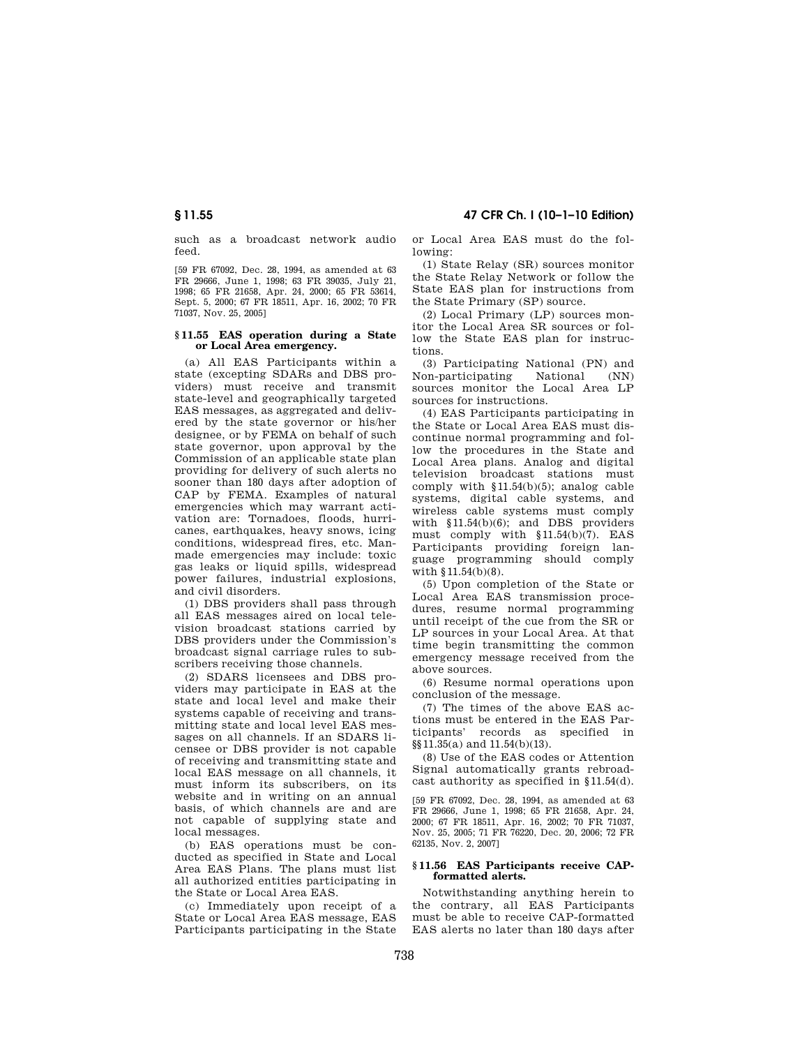such as a broadcast network audio feed.

[59 FR 67092, Dec. 28, 1994, as amended at 63 FR 29666, June 1, 1998; 63 FR 39035, July 21, 1998; 65 FR 21658, Apr. 24, 2000; 65 FR 53614, Sept. 5, 2000; 67 FR 18511, Apr. 16, 2002; 70 FR 71037, Nov. 25, 2005]

### § 11.55 EAS operation during a State or Local Area emergency.

(a) All EAS Participants within a state (excepting SDARs and DBS providers) must receive and transmit state-level and geographically targeted EAS messages, as aggregated and delivered by the state governor or his/her designee, or by FEMA on behalf of such state governor, upon approval by the Commission of an applicable state plan providing for delivery of such alerts no sooner than 180 days after adoption of CAP by FEMA. Examples of natural emergencies which may warrant activation are: Tornadoes, floods, hurricanes, earthquakes, heavy snows, icing conditions, widespread fires, etc. Man-made emergencies may include: toxic gas leaks or liquid spills, widespread power failures, industrial explosions, and civil disorders.

(1) DBS providers shall pass through all EAS messages aired on local television broadcast stations carried by DBS providers under the Commission's broadcast signal carriage rules to subscribers receiving those channels.

(2) SDARS licensees and DBS providers may participate in EAS at the state and local level and make their systems capable of receiving and transmitting state and local level EAS messages on all channels. If an SDARS licensee or DBS provider is not capable of receiving and transmitting state and local EAS message on all channels, it must inform its subscribers, on its website and in writing on an annual basis, of which channels are and are not capable of supplying state and local messages.

(b) EAS operations must be conducted as specified in State and Local Area EAS Plans. The plans must list all authorized entities participating in the State or Local Area EAS.

(c) Immediately upon receipt of a State or Local Area EAS message, EAS Participants participating in the State or Local Area EAS must do the following:

(1) State Relay (SR) sources monitor the State Relay Network or follow the State EAS plan for instructions from the State Primary (SP) source.

(2) Local Primary (LP) sources monitor the Local Area SR sources or follow the State EAS plan for instructions.

(3) Participating National (PN) and Non-participating National (NN) sources monitor the Local Area LP sources for instructions.

(4) EAS Participants participating in the State or Local Area EAS must discontinue normal programming and follow the procedures in the State and Local Area plans. Analog and digital television broadcast stations must comply with §11.54(b)(5); analog cable systems, digital cable systems, and wireless cable systems must comply with §11.54(b)(6); and DBS providers must comply with §11.54(b)(7). EAS Participants providing foreign language programming should comply with §11.54(b)(8).

(5) Upon completion of the State or Local Area EAS transmission procedures, resume normal programming until receipt of the cue from the SR or LP sources in your Local Area. At that time begin transmitting the common emergency message received from the above sources.

(6) Resume normal operations upon conclusion of the message.

(7) The times of the above EAS actions must be entered in the EAS Participants' records as specified in §§11.35(a) and 11.54(b)(13).

(8) Use of the EAS codes or Attention Signal automatically grants rebroadcast authority as specified in §11.54(d).

[59 FR 67092, Dec. 28, 1994, as amended at 63 FR 29666, June 1, 1998; 65 FR 21658, Apr. 24, 2000; 67 FR 18511, Apr. 16, 2002; 70 FR 71037, Nov. 25, 2005; 71 FR 76220, Dec. 20, 2006; 72 FR 62135, Nov. 2, 2007]

### § 11.56 EAS Participants receive CAP-formatted alerts.

Notwithstanding anything herein to the contrary, all EAS Participants must be able to receive CAP-formatted EAS alerts no later than 180 days after